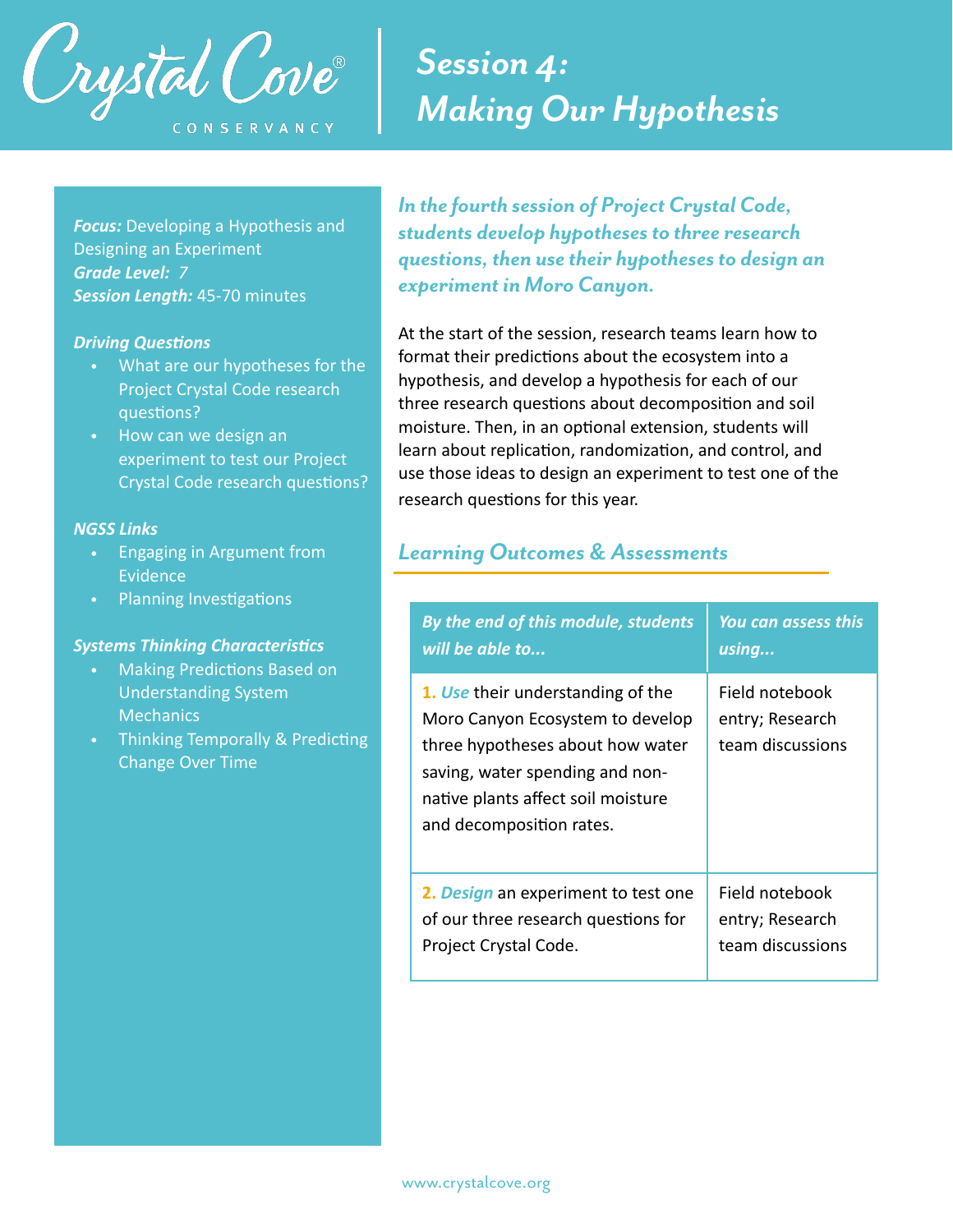Crystal Cove® CONSERVANCY

# Session 4: Making Our Hypothesis

***Focus:*** Developing a Hypothesis and Designing an Experiment
***Grade Level:*** *7*
***Session Length:*** 45-70 minutes

***Driving Questions***

- What are our hypotheses for the Project Crystal Code research questions?
- How can we design an experiment to test our Project Crystal Code research questions?

***NGSS Links***

- Engaging in Argument from Evidence
- Planning Investigations

***Systems Thinking Characteristics***

- Making Predictions Based on Understanding System Mechanics
- Thinking Temporally & Predicting Change Over Time

***In the fourth session of Project Crystal Code, students develop hypotheses to three research questions, then use their hypotheses to design an experiment in Moro Canyon.***

At the start of the session, research teams learn how to format their predictions about the ecosystem into a hypothesis, and develop a hypothesis for each of our three research questions about decomposition and soil moisture. Then, in an optional extension, students will learn about replication, randomization, and control, and use those ideas to design an experiment to test one of the research questions for this year.

## *Learning Outcomes & Assessments*

| *By the end of this module, students will be able to...* | *You can assess this using...* |
|---|---|
| **1.** *Use* their understanding of the Moro Canyon Ecosystem to develop three hypotheses about how water saving, water spending and non-native plants affect soil moisture and decomposition rates. | Field notebook entry; Research team discussions |
| **2.** *Design* an experiment to test one of our three research questions for Project Crystal Code. | Field notebook entry; Research team discussions |

www.crystalcove.org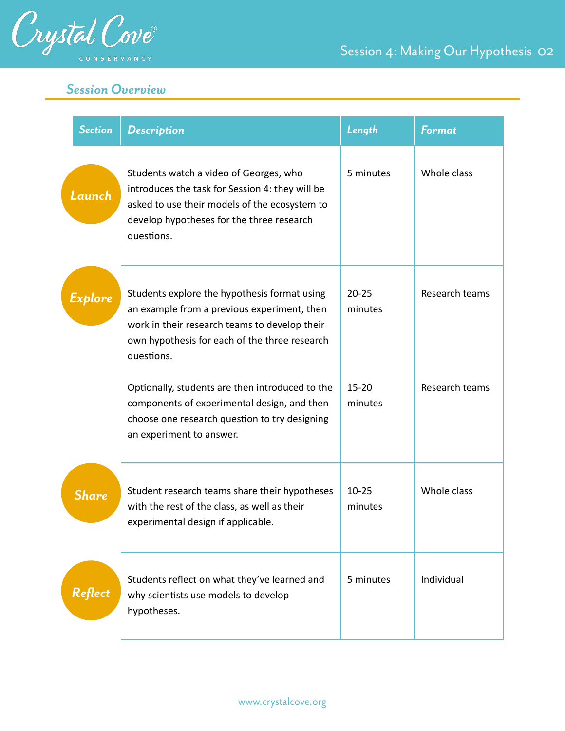## Session Overview

| Section | Description | Length | Format |
| --- | --- | --- | --- |
| Launch | Students watch a video of Georges, who introduces the task for Session 4: they will be asked to use their models of the ecosystem to develop hypotheses for the three research questions. | 5 minutes | Whole class |
| Explore | Students explore the hypothesis format using an example from a previous experiment, then work in their research teams to develop their own hypothesis for each of the three research questions. | 20-25 minutes | Research teams |
| | Optionally, students are then introduced to the components of experimental design, and then choose one research question to try designing an experiment to answer. | 15-20 minutes | Research teams |
| Share | Student research teams share their hypotheses with the rest of the class, as well as their experimental design if applicable. | 10-25 minutes | Whole class |
| Reflect | Students reflect on what they've learned and why scientists use models to develop hypotheses. | 5 minutes | Individual |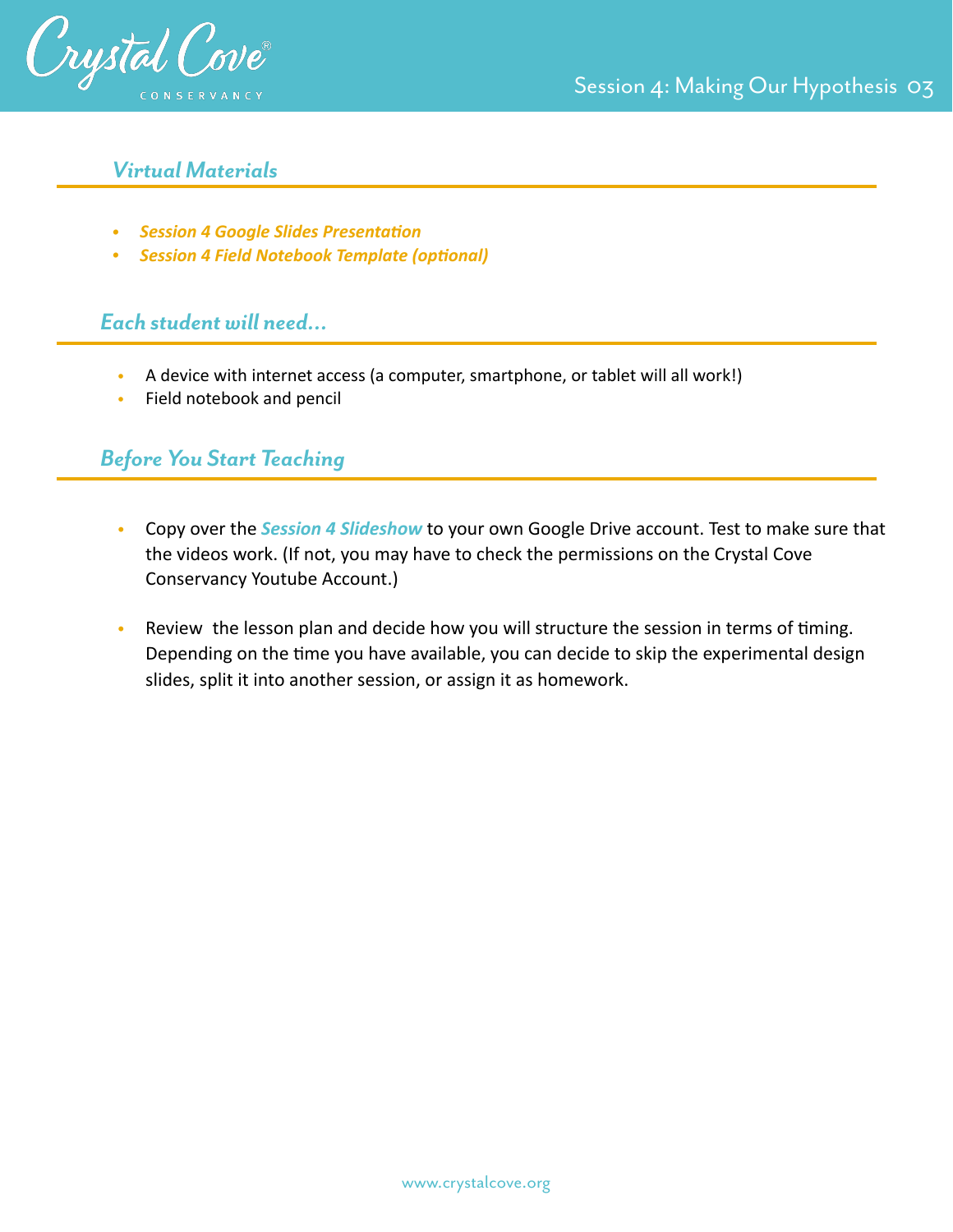## *Virtual Materials*

- ***Session 4 Google Slides Presentation***
- ***Session 4 Field Notebook Template (optional)***

## *Each student will need...*

- A device with internet access (a computer, smartphone, or tablet will all work!)
- Field notebook and pencil

## *Before You Start Teaching*

- Copy over the ***Session 4 Slideshow*** to your own Google Drive account. Test to make sure that the videos work. (If not, you may have to check the permissions on the Crystal Cove Conservancy Youtube Account.)

- Review the lesson plan and decide how you will structure the session in terms of timing. Depending on the time you have available, you can decide to skip the experimental design slides, split it into another session, or assign it as homework.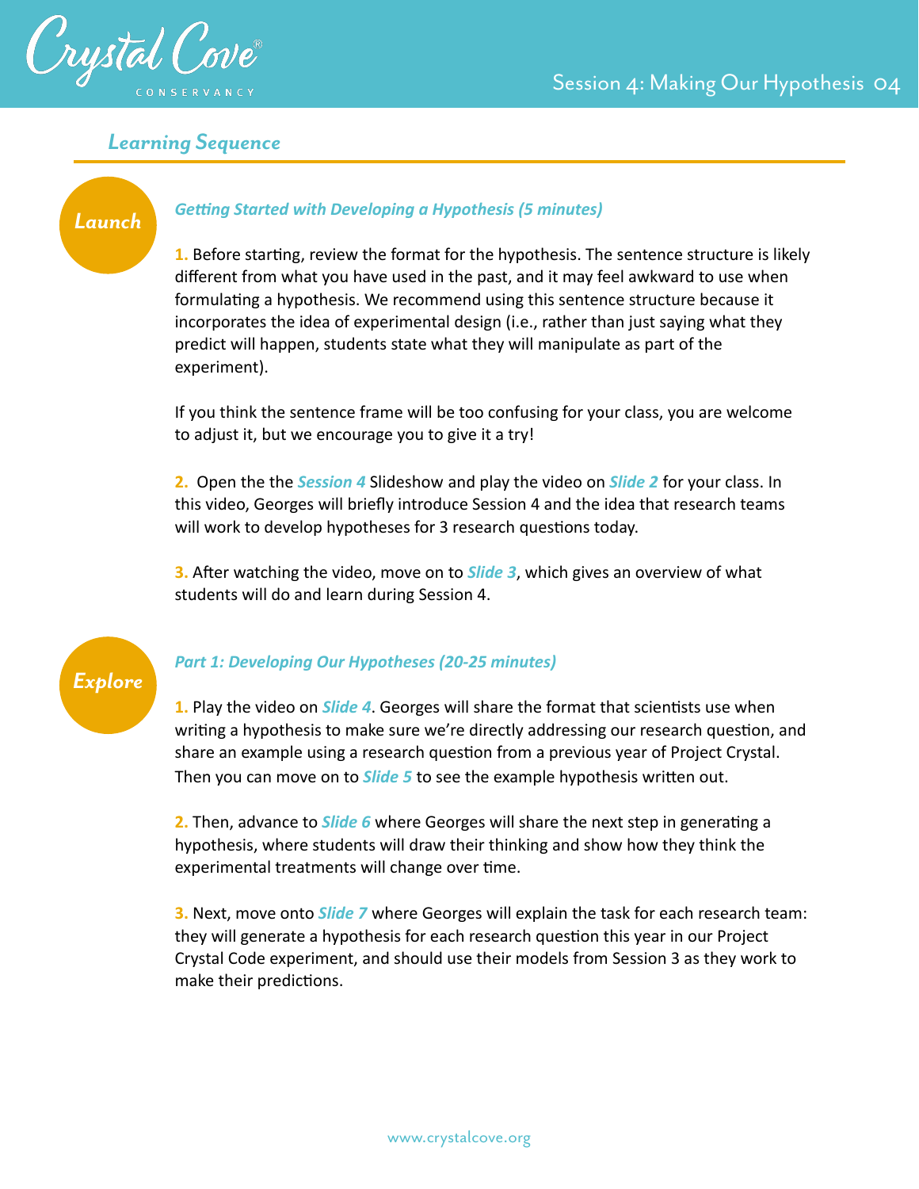## Learning Sequence

### Launch

***Getting Started with Developing a Hypothesis (5 minutes)***

1. Before starting, review the format for the hypothesis. The sentence structure is likely different from what you have used in the past, and it may feel awkward to use when formulating a hypothesis. We recommend using this sentence structure because it incorporates the idea of experimental design (i.e., rather than just saying what they predict will happen, students state what they will manipulate as part of the experiment).

   If you think the sentence frame will be too confusing for your class, you are welcome to adjust it, but we encourage you to give it a try!

2. Open the the ***Session 4*** Slideshow and play the video on ***Slide 2*** for your class. In this video, Georges will briefly introduce Session 4 and the idea that research teams will work to develop hypotheses for 3 research questions today.

3. After watching the video, move on to ***Slide 3***, which gives an overview of what students will do and learn during Session 4.

### Explore

***Part 1: Developing Our Hypotheses (20-25 minutes)***

1. Play the video on ***Slide 4***. Georges will share the format that scientists use when writing a hypothesis to make sure we're directly addressing our research question, and share an example using a research question from a previous year of Project Crystal. Then you can move on to ***Slide 5*** to see the example hypothesis written out.

2. Then, advance to ***Slide 6*** where Georges will share the next step in generating a hypothesis, where students will draw their thinking and show how they think the experimental treatments will change over time.

3. Next, move onto ***Slide 7*** where Georges will explain the task for each research team: they will generate a hypothesis for each research question this year in our Project Crystal Code experiment, and should use their models from Session 3 as they work to make their predictions.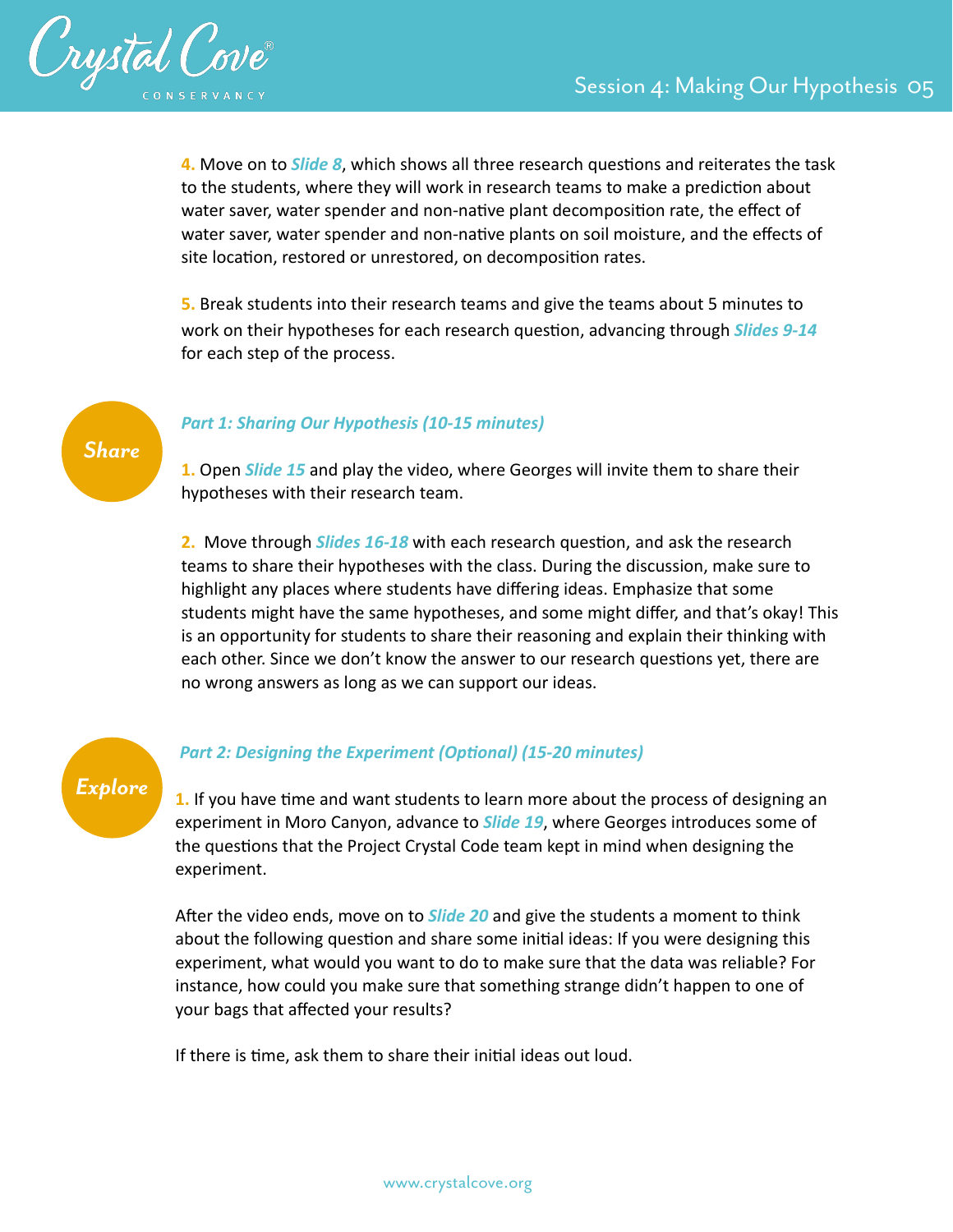**4.** Move on to ***Slide 8***, which shows all three research questions and reiterates the task to the students, where they will work in research teams to make a prediction about water saver, water spender and non-native plant decomposition rate, the effect of water saver, water spender and non-native plants on soil moisture, and the effects of site location, restored or unrestored, on decomposition rates.

**5.** Break students into their research teams and give the teams about 5 minutes to work on their hypotheses for each research question, advancing through ***Slides 9-14*** for each step of the process.

*Share*

### *Part 1: Sharing Our Hypothesis (10-15 minutes)*

**1.** Open ***Slide 15*** and play the video, where Georges will invite them to share their hypotheses with their research team.

**2.** Move through ***Slides 16-18*** with each research question, and ask the research teams to share their hypotheses with the class. During the discussion, make sure to highlight any places where students have differing ideas. Emphasize that some students might have the same hypotheses, and some might differ, and that's okay! This is an opportunity for students to share their reasoning and explain their thinking with each other. Since we don't know the answer to our research questions yet, there are no wrong answers as long as we can support our ideas.

*Explore*

### *Part 2: Designing the Experiment (Optional) (15-20 minutes)*

**1.** If you have time and want students to learn more about the process of designing an experiment in Moro Canyon, advance to ***Slide 19***, where Georges introduces some of the questions that the Project Crystal Code team kept in mind when designing the experiment.

After the video ends, move on to ***Slide 20*** and give the students a moment to think about the following question and share some initial ideas: If you were designing this experiment, what would you want to do to make sure that the data was reliable? For instance, how could you make sure that something strange didn't happen to one of your bags that affected your results?

If there is time, ask them to share their initial ideas out loud.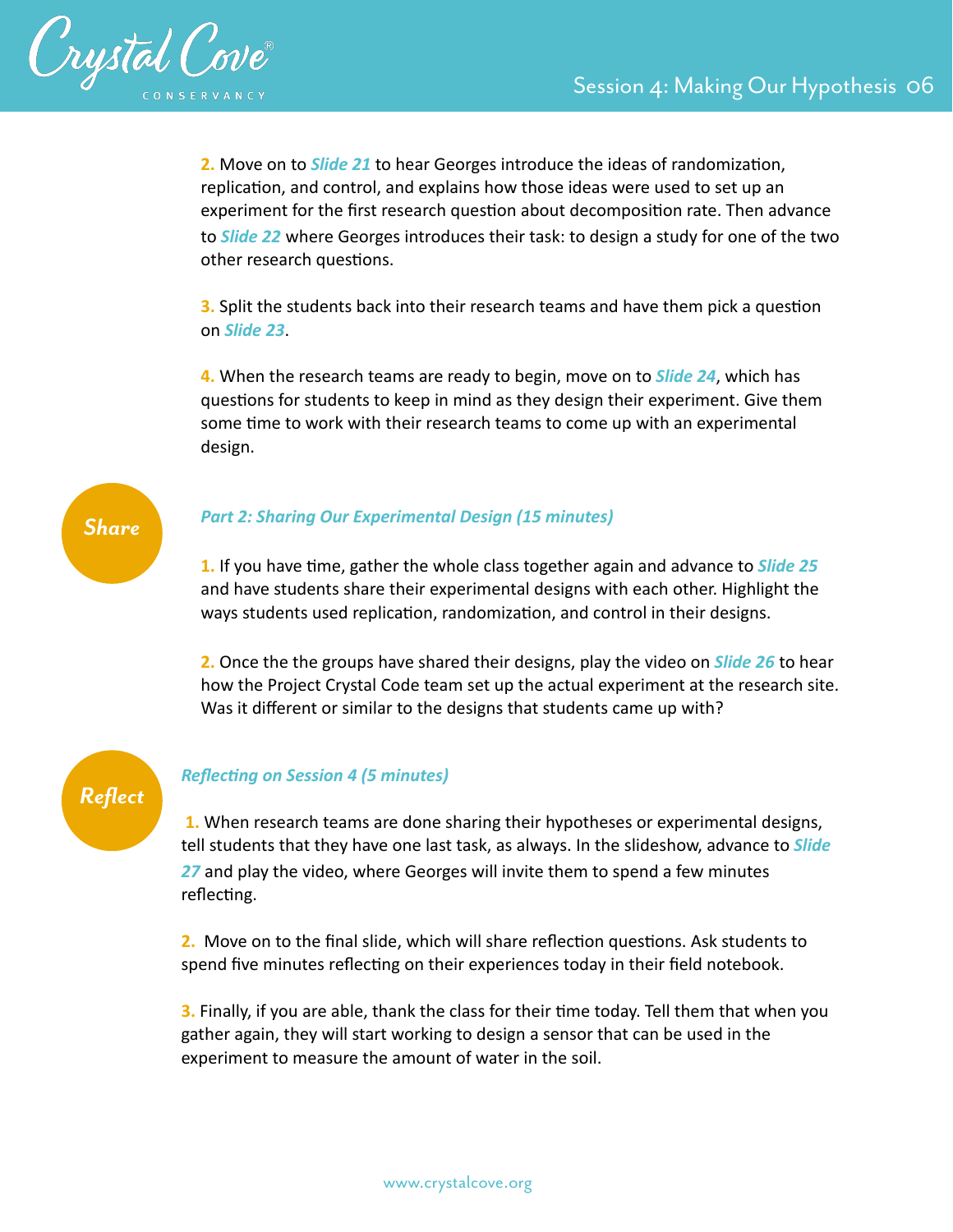2. Move on to ***Slide 21*** to hear Georges introduce the ideas of randomization, replication, and control, and explains how those ideas were used to set up an experiment for the first research question about decomposition rate. Then advance to ***Slide 22*** where Georges introduces their task: to design a study for one of the two other research questions.

3. Split the students back into their research teams and have them pick a question on ***Slide 23***.

4. When the research teams are ready to begin, move on to ***Slide 24***, which has questions for students to keep in mind as they design their experiment. Give them some time to work with their research teams to come up with an experimental design.

**Share**

***Part 2: Sharing Our Experimental Design (15 minutes)***

1. If you have time, gather the whole class together again and advance to ***Slide 25*** and have students share their experimental designs with each other. Highlight the ways students used replication, randomization, and control in their designs.

2. Once the the groups have shared their designs, play the video on ***Slide 26*** to hear how the Project Crystal Code team set up the actual experiment at the research site. Was it different or similar to the designs that students came up with?

**Reflect**

***Reflecting on Session 4 (5 minutes)***

1. When research teams are done sharing their hypotheses or experimental designs, tell students that they have one last task, as always. In the slideshow, advance to ***Slide 27*** and play the video, where Georges will invite them to spend a few minutes reflecting.

2. Move on to the final slide, which will share reflection questions. Ask students to spend five minutes reflecting on their experiences today in their field notebook.

3. Finally, if you are able, thank the class for their time today. Tell them that when you gather again, they will start working to design a sensor that can be used in the experiment to measure the amount of water in the soil.